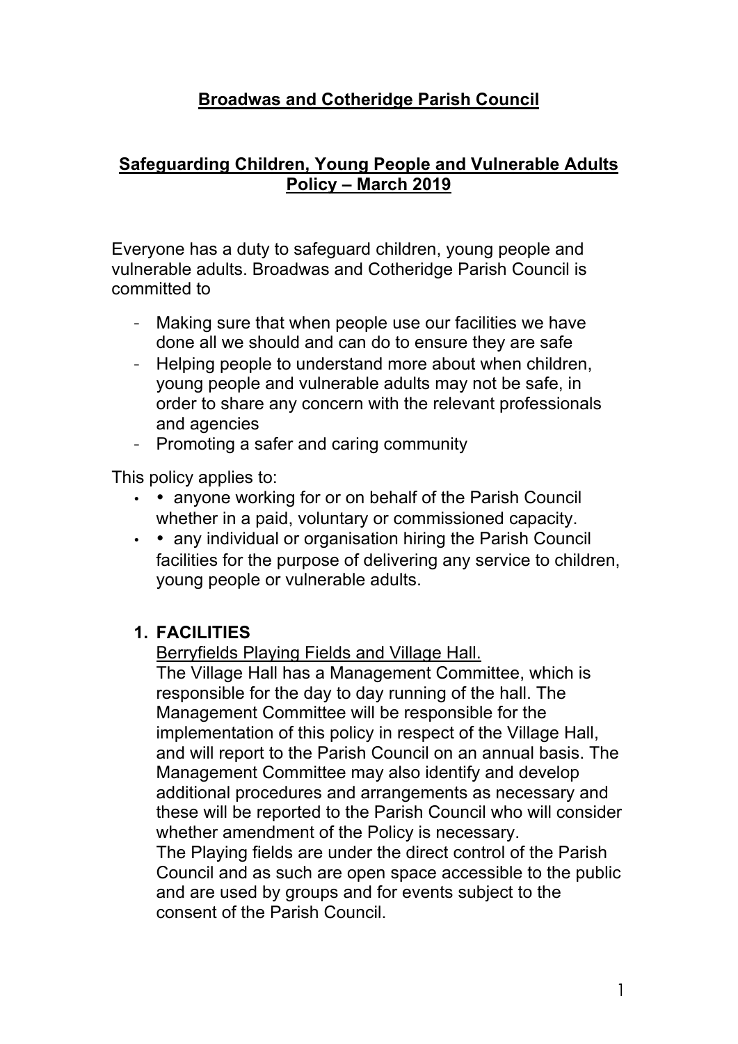# Broadwas and Cotheridge Parish Council

## Safeguarding Children, Young People and Vulnerable Adults Policy – March 2019

Everyone has a duty to safeguard children, young people and vulnerable adults. Broadwas and Cotheridge Parish Council is committed to

- Making sure that when people use our facilities we have done all we should and can do to ensure they are safe
- Helping people to understand more about when children, young people and vulnerable adults may not be safe, in order to share any concern with the relevant professionals and agencies
- Promoting a safer and caring community

This policy applies to:

- anyone working for or on behalf of the Parish Council whether in a paid, voluntary or commissioned capacity.
- any individual or organisation hiring the Parish Council facilities for the purpose of delivering any service to children, young people or vulnerable adults.

### 1. FACILITIES

Berryfields Playing Fields and Village Hall.

The Village Hall has a Management Committee, which is responsible for the day to day running of the hall. The Management Committee will be responsible for the implementation of this policy in respect of the Village Hall, and will report to the Parish Council on an annual basis. The Management Committee may also identify and develop additional procedures and arrangements as necessary and these will be reported to the Parish Council who will consider whether amendment of the Policy is necessary.

The Playing fields are under the direct control of the Parish Council and as such are open space accessible to the public and are used by groups and for events subject to the consent of the Parish Council.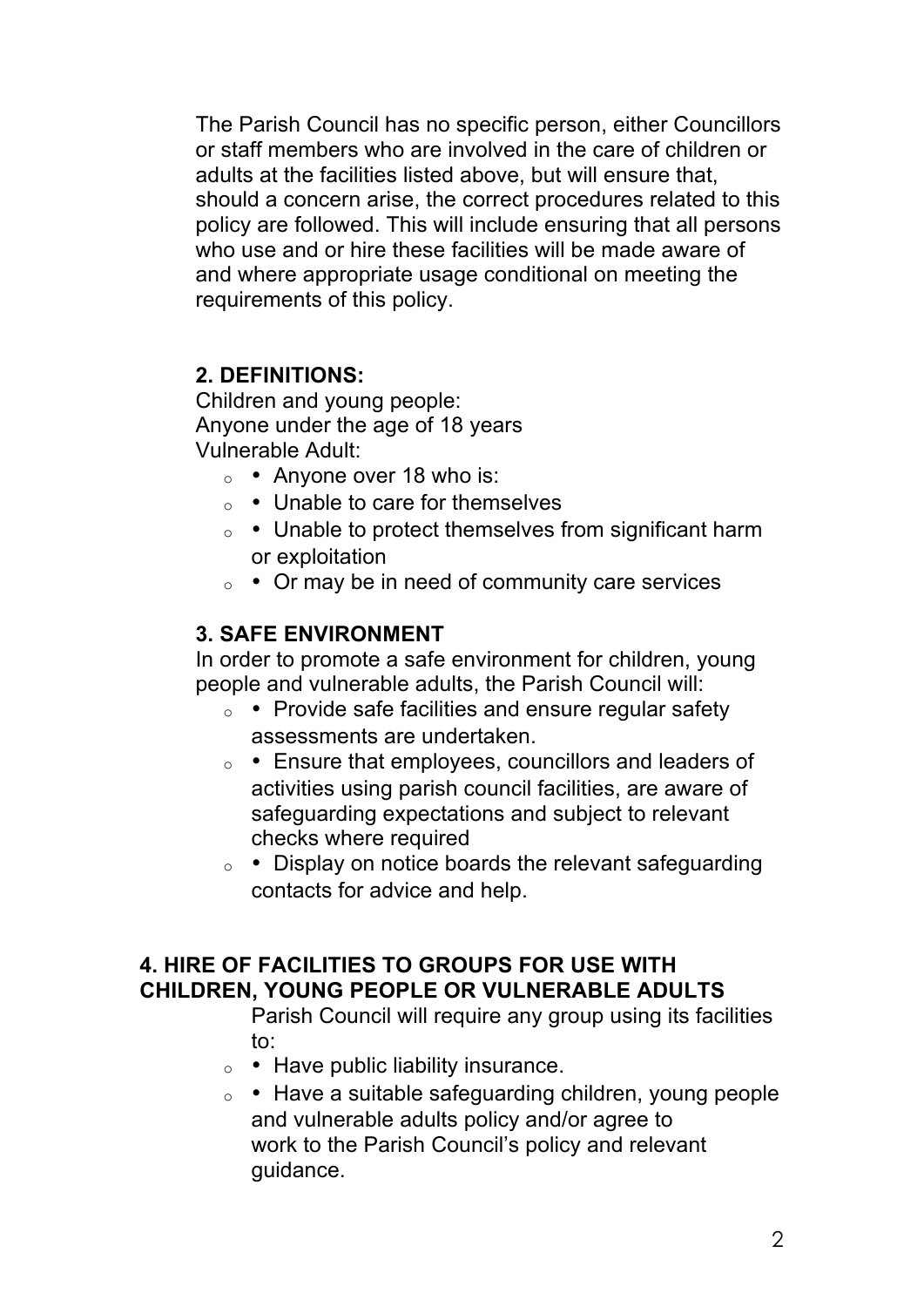The Parish Council has no specific person, either Councillors or staff members who are involved in the care of children or adults at the facilities listed above, but will ensure that, should a concern arise, the correct procedures related to this policy are followed. This will include ensuring that all persons who use and or hire these facilities will be made aware of and where appropriate usage conditional on meeting the requirements of this policy.

## 2. DEFINITIONS:

Children and young people:
Anyone under the age of 18 years
Vulnerable Adult:

- Anyone over 18 who is:
- Unable to care for themselves
- Unable to protect themselves from significant harm or exploitation
- Or may be in need of community care services

## 3. SAFE ENVIRONMENT

In order to promote a safe environment for children, young people and vulnerable adults, the Parish Council will:

- Provide safe facilities and ensure regular safety assessments are undertaken.
- Ensure that employees, councillors and leaders of activities using parish council facilities, are aware of safeguarding expectations and subject to relevant checks where required
- Display on notice boards the relevant safeguarding contacts for advice and help.

## 4. HIRE OF FACILITIES TO GROUPS FOR USE WITH CHILDREN, YOUNG PEOPLE OR VULNERABLE ADULTS

Parish Council will require any group using its facilities to:

- Have public liability insurance.
- Have a suitable safeguarding children, young people and vulnerable adults policy and/or agree to work to the Parish Council's policy and relevant guidance.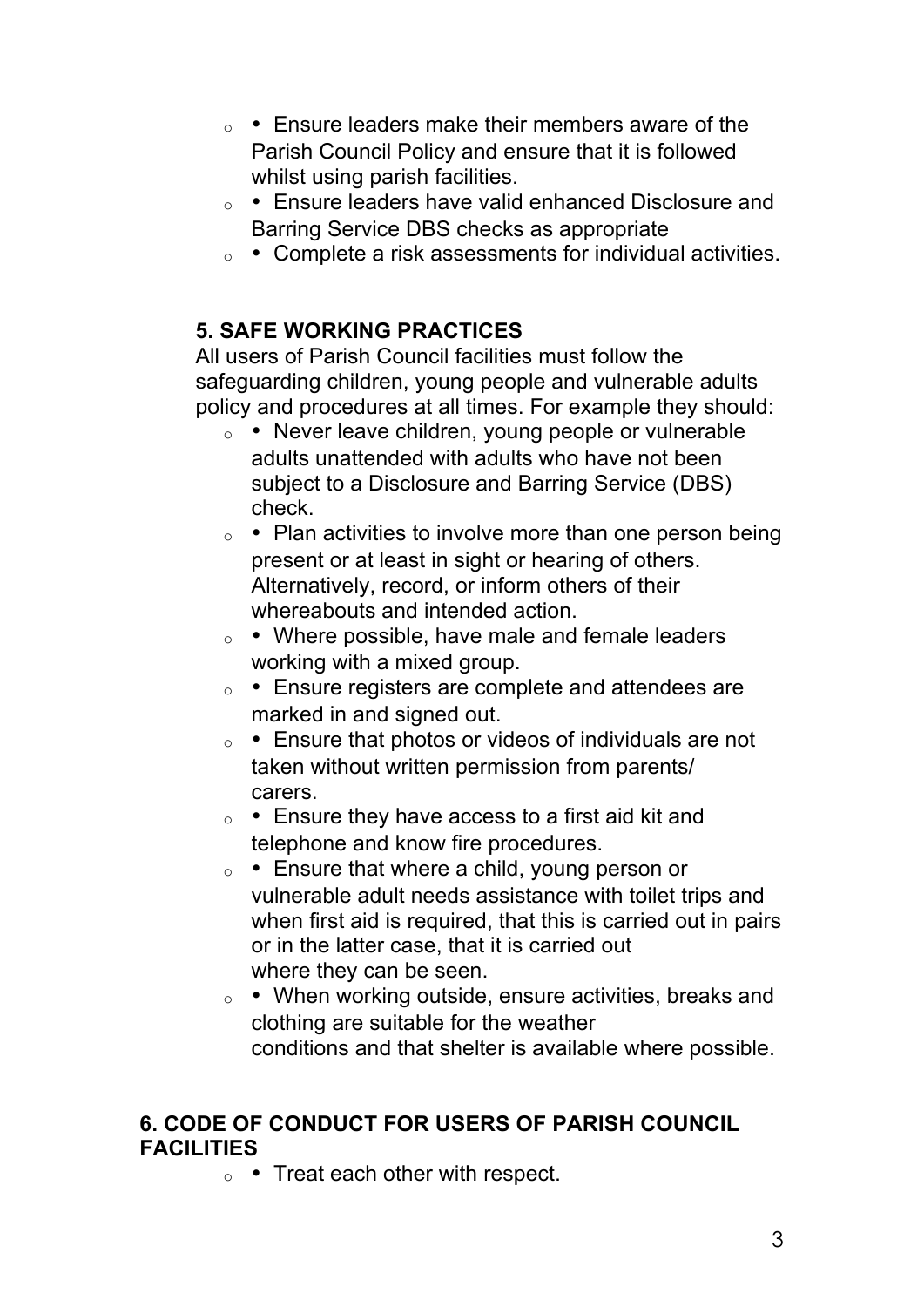- Ensure leaders make their members aware of the Parish Council Policy and ensure that it is followed whilst using parish facilities.
- Ensure leaders have valid enhanced Disclosure and Barring Service DBS checks as appropriate
- Complete a risk assessments for individual activities.

**5. SAFE WORKING PRACTICES**

All users of Parish Council facilities must follow the safeguarding children, young people and vulnerable adults policy and procedures at all times. For example they should:

- Never leave children, young people or vulnerable adults unattended with adults who have not been subject to a Disclosure and Barring Service (DBS) check.
- Plan activities to involve more than one person being present or at least in sight or hearing of others. Alternatively, record, or inform others of their whereabouts and intended action.
- Where possible, have male and female leaders working with a mixed group.
- Ensure registers are complete and attendees are marked in and signed out.
- Ensure that photos or videos of individuals are not taken without written permission from parents/ carers.
- Ensure they have access to a first aid kit and telephone and know fire procedures.
- Ensure that where a child, young person or vulnerable adult needs assistance with toilet trips and when first aid is required, that this is carried out in pairs or in the latter case, that it is carried out where they can be seen.
- When working outside, ensure activities, breaks and clothing are suitable for the weather conditions and that shelter is available where possible.

**6. CODE OF CONDUCT FOR USERS OF PARISH COUNCIL FACILITIES**

- Treat each other with respect.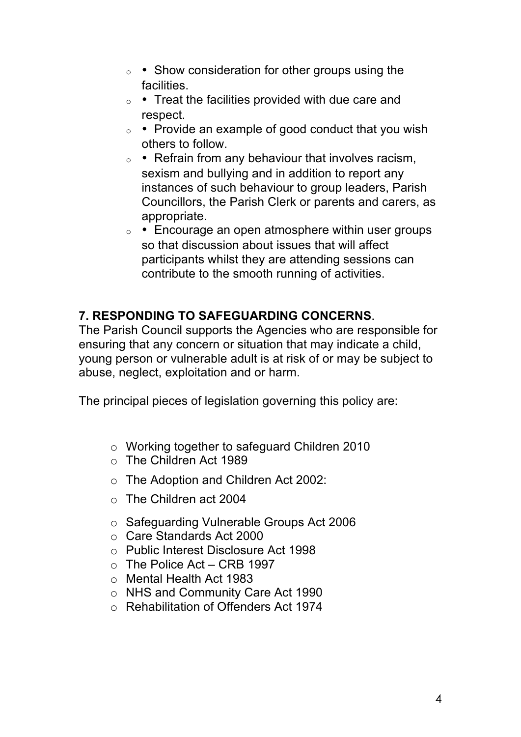- • Show consideration for other groups using the facilities.
- • Treat the facilities provided with due care and respect.
- • Provide an example of good conduct that you wish others to follow.
- • Refrain from any behaviour that involves racism, sexism and bullying and in addition to report any instances of such behaviour to group leaders, Parish Councillors, the Parish Clerk or parents and carers, as appropriate.
- • Encourage an open atmosphere within user groups so that discussion about issues that will affect participants whilst they are attending sessions can contribute to the smooth running of activities.

**7. RESPONDING TO SAFEGUARDING CONCERNS**.

The Parish Council supports the Agencies who are responsible for ensuring that any concern or situation that may indicate a child, young person or vulnerable adult is at risk of or may be subject to abuse, neglect, exploitation and or harm.

The principal pieces of legislation governing this policy are:

- Working together to safeguard Children 2010
- The Children Act 1989
- The Adoption and Children Act 2002:
- The Children act 2004
- Safeguarding Vulnerable Groups Act 2006
- Care Standards Act 2000
- Public Interest Disclosure Act 1998
- The Police Act – CRB 1997
- Mental Health Act 1983
- NHS and Community Care Act 1990
- Rehabilitation of Offenders Act 1974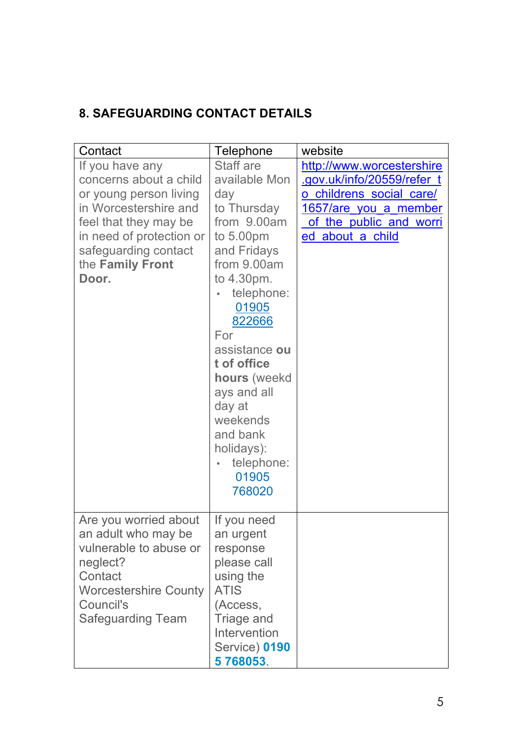## 8. SAFEGUARDING CONTACT DETAILS

| Contact | Telephone | website |
|---|---|---|
| If you have any concerns about a child or young person living in Worcestershire and feel that they may be in need of protection or safeguarding contact the **Family Front Door.** | Staff are available Monday to Thursday from 9.00am to 5.00pm and Fridays from 9.00am to 4.30pm.<br>• telephone: 01905 822666<br>For assistance **out of office hours** (weekdays and all day at weekends and bank holidays):<br>• telephone: 01905 768020 | http://www.worcestershire.gov.uk/info/20559/refer_to_childrens_social_care/1657/are_you_a_member_of_the_public_and_worried_about_a_child |
| Are you worried about an adult who may be vulnerable to abuse or neglect?<br>Contact Worcestershire County Council's Safeguarding Team | If you need an urgent response please call using the ATIS (Access, Triage and Intervention Service) **01905 768053**. | |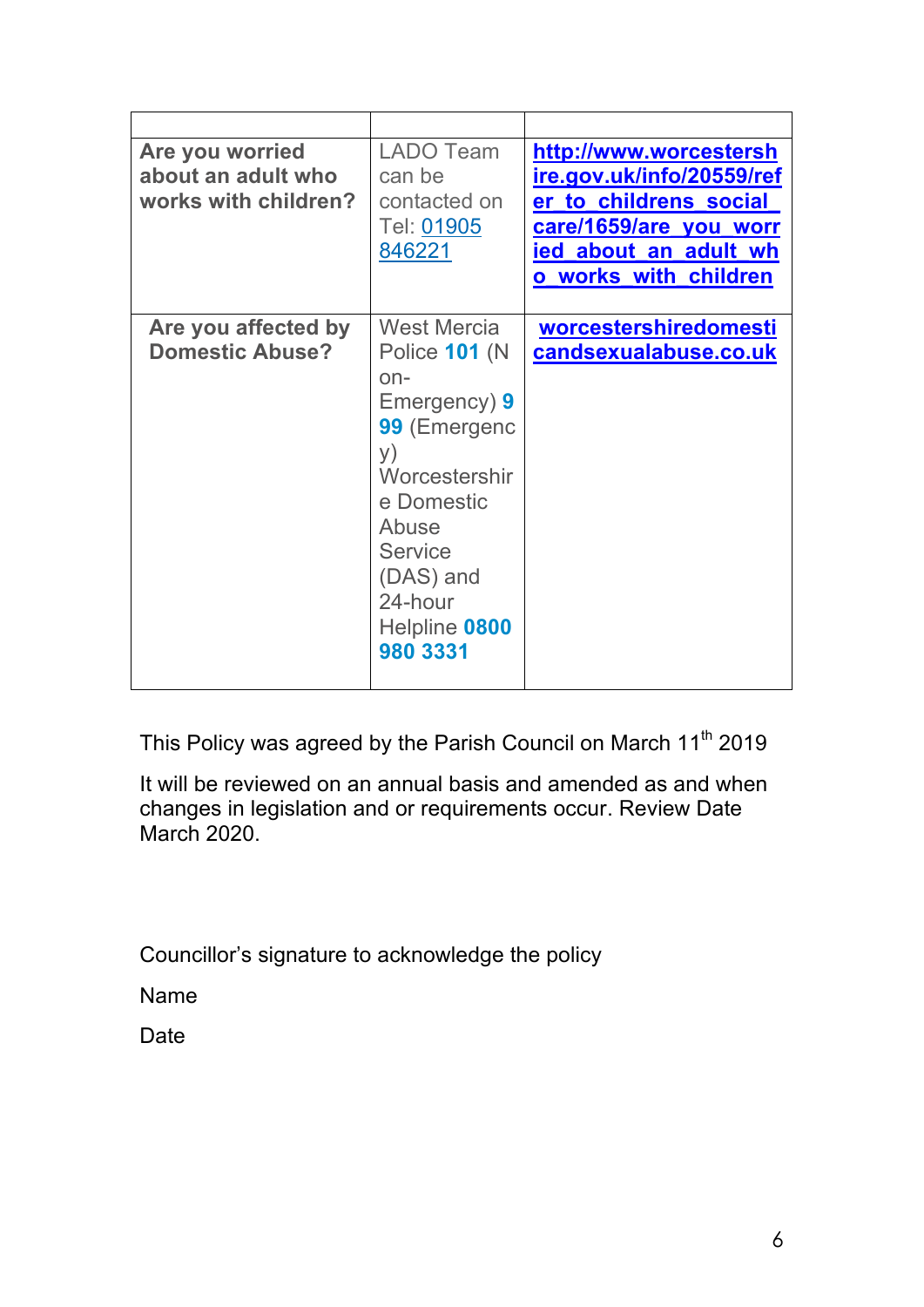| | | |
|---|---|---|
| **Are you worried about an adult who works with children?** | LADO Team can be contacted on Tel: 01905 846221 | **http://www.worcestershire.gov.uk/info/20559/refer_to_childrens_social_care/1659/are_you_worried_about_an_adult_who_works_with_children** |
| **Are you affected by Domestic Abuse?** | West Mercia Police **101** (Non-Emergency) **999** (Emergency) Worcestershire Domestic Abuse Service (DAS) and 24-hour Helpline **0800 980 3331** | **worcestershiredomesticandsexualabuse.co.uk** |

This Policy was agreed by the Parish Council on March 11th 2019

It will be reviewed on an annual basis and amended as and when changes in legislation and or requirements occur. Review Date March 2020.

Councillor's signature to acknowledge the policy

Name

Date